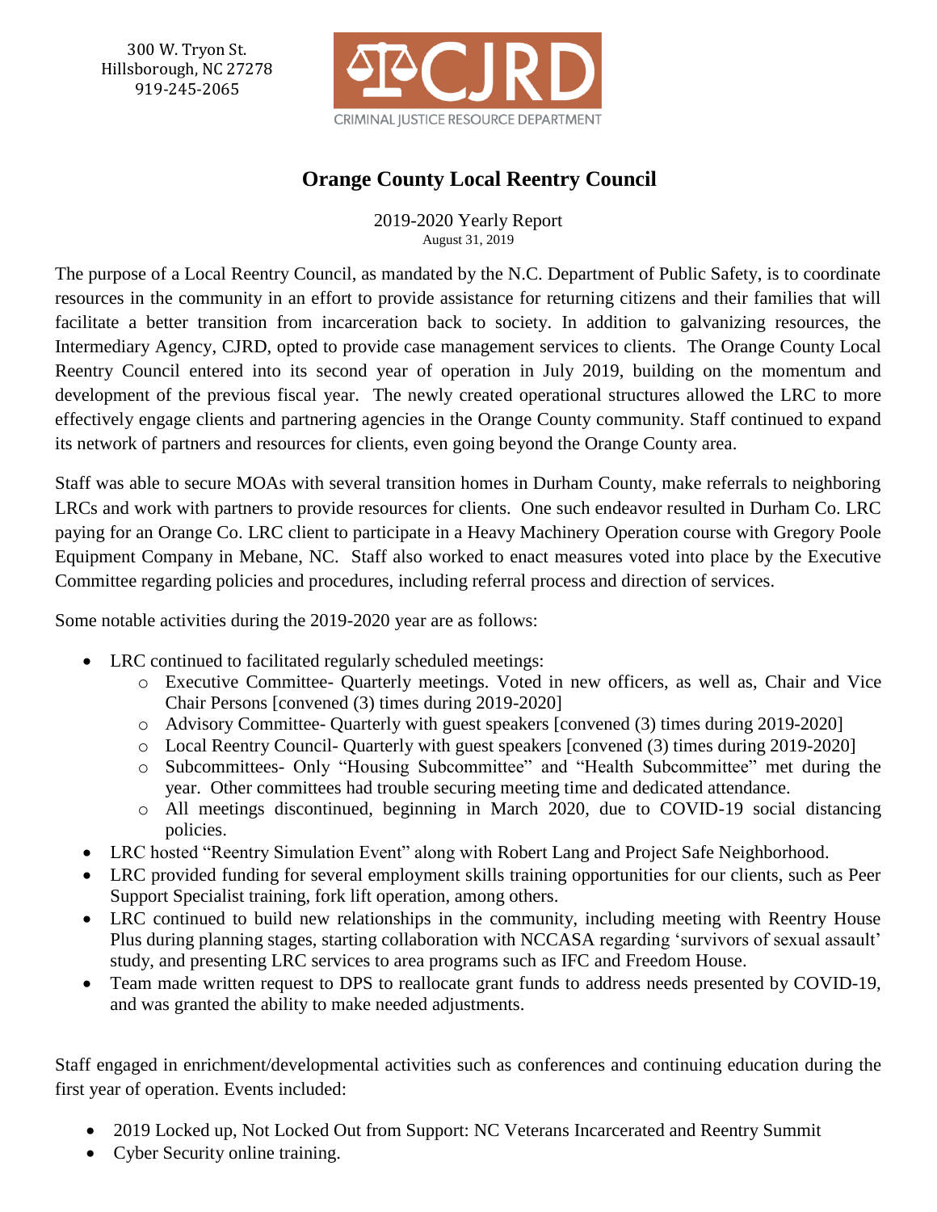300 W. Tryon St.
Hillsborough, NC 27278
919-245-2065

CJRD
CRIMINAL JUSTICE RESOURCE DEPARTMENT

# Orange County Local Reentry Council

2019-2020 Yearly Report
August 31, 2019

The purpose of a Local Reentry Council, as mandated by the N.C. Department of Public Safety, is to coordinate resources in the community in an effort to provide assistance for returning citizens and their families that will facilitate a better transition from incarceration back to society. In addition to galvanizing resources, the Intermediary Agency, CJRD, opted to provide case management services to clients. The Orange County Local Reentry Council entered into its second year of operation in July 2019, building on the momentum and development of the previous fiscal year. The newly created operational structures allowed the LRC to more effectively engage clients and partnering agencies in the Orange County community. Staff continued to expand its network of partners and resources for clients, even going beyond the Orange County area.

Staff was able to secure MOAs with several transition homes in Durham County, make referrals to neighboring LRCs and work with partners to provide resources for clients. One such endeavor resulted in Durham Co. LRC paying for an Orange Co. LRC client to participate in a Heavy Machinery Operation course with Gregory Poole Equipment Company in Mebane, NC. Staff also worked to enact measures voted into place by the Executive Committee regarding policies and procedures, including referral process and direction of services.

Some notable activities during the 2019-2020 year are as follows:

- LRC continued to facilitated regularly scheduled meetings:
  - Executive Committee- Quarterly meetings. Voted in new officers, as well as, Chair and Vice Chair Persons [convened (3) times during 2019-2020]
  - Advisory Committee- Quarterly with guest speakers [convened (3) times during 2019-2020]
  - Local Reentry Council- Quarterly with guest speakers [convened (3) times during 2019-2020]
  - Subcommittees- Only "Housing Subcommittee" and "Health Subcommittee" met during the year. Other committees had trouble securing meeting time and dedicated attendance.
  - All meetings discontinued, beginning in March 2020, due to COVID-19 social distancing policies.
- LRC hosted "Reentry Simulation Event" along with Robert Lang and Project Safe Neighborhood.
- LRC provided funding for several employment skills training opportunities for our clients, such as Peer Support Specialist training, fork lift operation, among others.
- LRC continued to build new relationships in the community, including meeting with Reentry House Plus during planning stages, starting collaboration with NCCASA regarding 'survivors of sexual assault' study, and presenting LRC services to area programs such as IFC and Freedom House.
- Team made written request to DPS to reallocate grant funds to address needs presented by COVID-19, and was granted the ability to make needed adjustments.

Staff engaged in enrichment/developmental activities such as conferences and continuing education during the first year of operation. Events included:

- 2019 Locked up, Not Locked Out from Support: NC Veterans Incarcerated and Reentry Summit
- Cyber Security online training.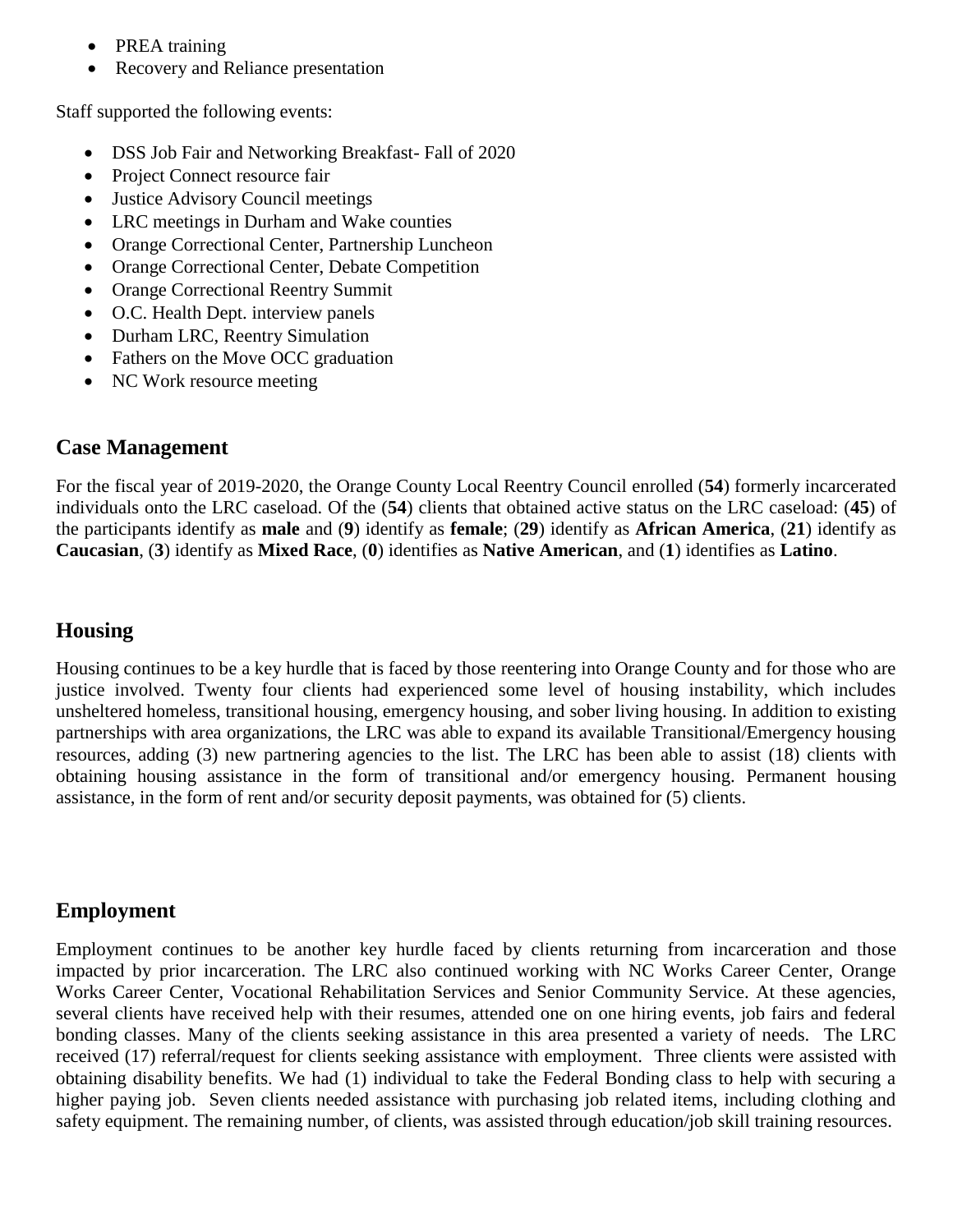- PREA training
- Recovery and Reliance presentation

Staff supported the following events:

- DSS Job Fair and Networking Breakfast- Fall of 2020
- Project Connect resource fair
- Justice Advisory Council meetings
- LRC meetings in Durham and Wake counties
- Orange Correctional Center, Partnership Luncheon
- Orange Correctional Center, Debate Competition
- Orange Correctional Reentry Summit
- O.C. Health Dept. interview panels
- Durham LRC, Reentry Simulation
- Fathers on the Move OCC graduation
- NC Work resource meeting

## Case Management

For the fiscal year of 2019-2020, the Orange County Local Reentry Council enrolled (**54**) formerly incarcerated individuals onto the LRC caseload. Of the (**54**) clients that obtained active status on the LRC caseload: (**45**) of the participants identify as **male** and (**9**) identify as **female**; (**29**) identify as **African America**, (**21**) identify as **Caucasian**, (**3**) identify as **Mixed Race**, (**0**) identifies as **Native American**, and (**1**) identifies as **Latino**.

## Housing

Housing continues to be a key hurdle that is faced by those reentering into Orange County and for those who are justice involved. Twenty four clients had experienced some level of housing instability, which includes unsheltered homeless, transitional housing, emergency housing, and sober living housing. In addition to existing partnerships with area organizations, the LRC was able to expand its available Transitional/Emergency housing resources, adding (3) new partnering agencies to the list. The LRC has been able to assist (18) clients with obtaining housing assistance in the form of transitional and/or emergency housing. Permanent housing assistance, in the form of rent and/or security deposit payments, was obtained for (5) clients.

## Employment

Employment continues to be another key hurdle faced by clients returning from incarceration and those impacted by prior incarceration. The LRC also continued working with NC Works Career Center, Orange Works Career Center, Vocational Rehabilitation Services and Senior Community Service. At these agencies, several clients have received help with their resumes, attended one on one hiring events, job fairs and federal bonding classes. Many of the clients seeking assistance in this area presented a variety of needs. The LRC received (17) referral/request for clients seeking assistance with employment. Three clients were assisted with obtaining disability benefits. We had (1) individual to take the Federal Bonding class to help with securing a higher paying job. Seven clients needed assistance with purchasing job related items, including clothing and safety equipment. The remaining number, of clients, was assisted through education/job skill training resources.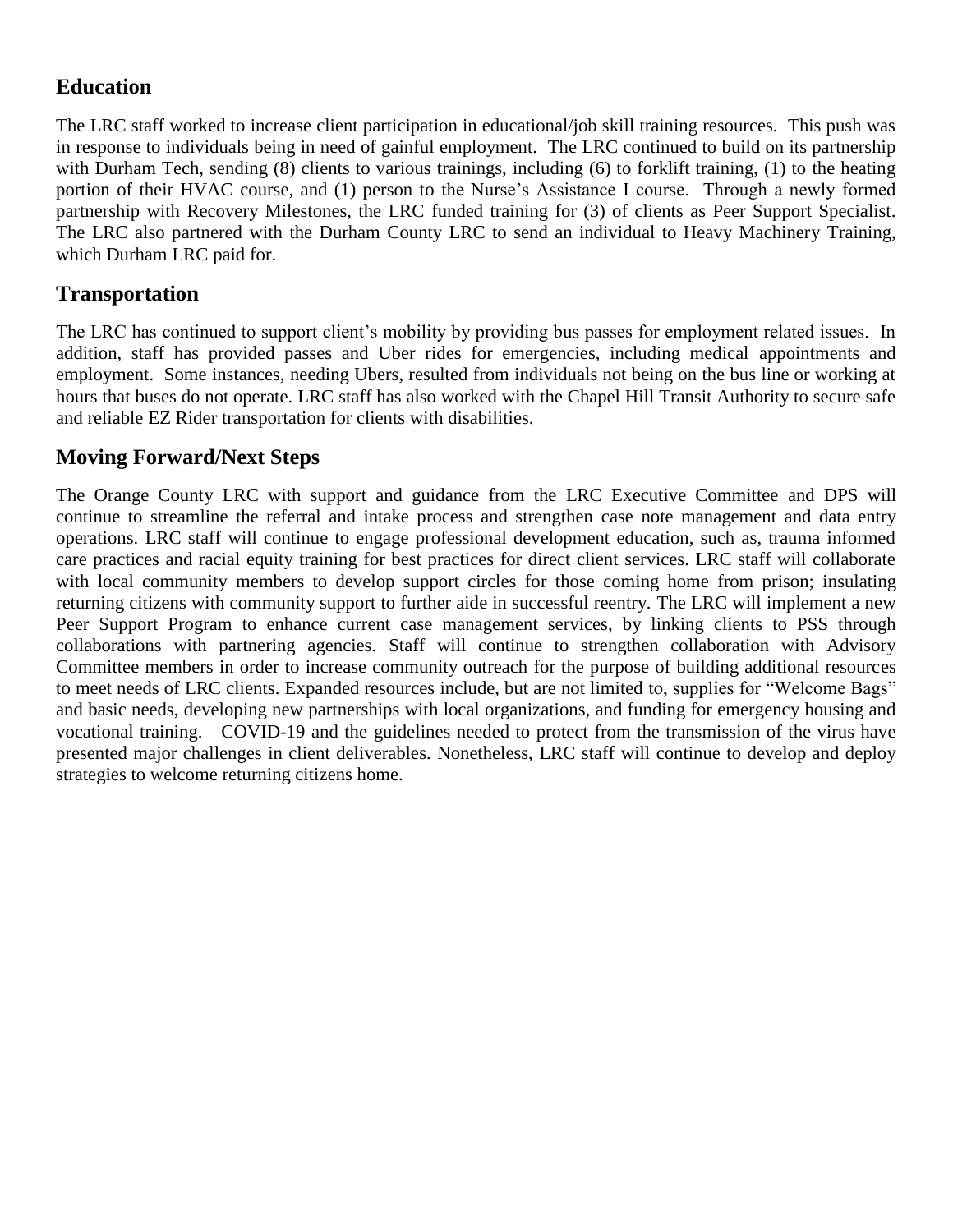## Education

The LRC staff worked to increase client participation in educational/job skill training resources. This push was in response to individuals being in need of gainful employment. The LRC continued to build on its partnership with Durham Tech, sending (8) clients to various trainings, including (6) to forklift training, (1) to the heating portion of their HVAC course, and (1) person to the Nurse's Assistance I course. Through a newly formed partnership with Recovery Milestones, the LRC funded training for (3) of clients as Peer Support Specialist. The LRC also partnered with the Durham County LRC to send an individual to Heavy Machinery Training, which Durham LRC paid for.

## Transportation

The LRC has continued to support client's mobility by providing bus passes for employment related issues. In addition, staff has provided passes and Uber rides for emergencies, including medical appointments and employment. Some instances, needing Ubers, resulted from individuals not being on the bus line or working at hours that buses do not operate. LRC staff has also worked with the Chapel Hill Transit Authority to secure safe and reliable EZ Rider transportation for clients with disabilities.

## Moving Forward/Next Steps

The Orange County LRC with support and guidance from the LRC Executive Committee and DPS will continue to streamline the referral and intake process and strengthen case note management and data entry operations. LRC staff will continue to engage professional development education, such as, trauma informed care practices and racial equity training for best practices for direct client services. LRC staff will collaborate with local community members to develop support circles for those coming home from prison; insulating returning citizens with community support to further aide in successful reentry. The LRC will implement a new Peer Support Program to enhance current case management services, by linking clients to PSS through collaborations with partnering agencies. Staff will continue to strengthen collaboration with Advisory Committee members in order to increase community outreach for the purpose of building additional resources to meet needs of LRC clients. Expanded resources include, but are not limited to, supplies for "Welcome Bags" and basic needs, developing new partnerships with local organizations, and funding for emergency housing and vocational training. COVID-19 and the guidelines needed to protect from the transmission of the virus have presented major challenges in client deliverables. Nonetheless, LRC staff will continue to develop and deploy strategies to welcome returning citizens home.